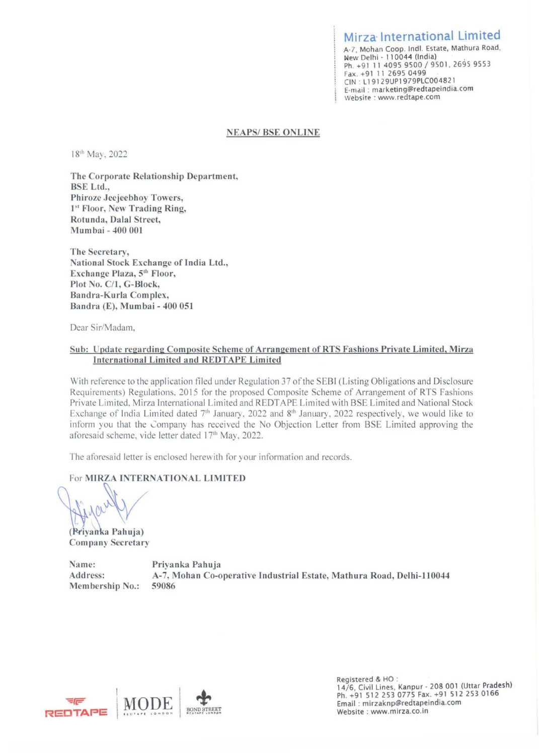**Mirza International Limited**
A-7, Mohan Coop. Indl. Estate, Mathura Road,
New Delhi - 110044 (India)
Ph. +91 11 4095 9500 / 9501, 2695 9553
Fax. +91 11 2695 0499
CIN : L19129UP1979PLC004821
E-mail : marketing@redtapeindia.com
Website : www.redtape.com

**NEAPS/ BSE ONLINE**

18th May, 2022

**The Corporate Relationship Department,**
**BSE Ltd.,**
**Phiroze Jeejeebhoy Towers,**
**1st Floor, New Trading Ring,**
**Rotunda, Dalal Street,**
**Mumbai - 400 001**

**The Secretary,**
**National Stock Exchange of India Ltd.,**
**Exchange Plaza, 5th Floor,**
**Plot No. C/1, G-Block,**
**Bandra-Kurla Complex,**
**Bandra (E), Mumbai - 400 051**

Dear Sir/Madam,

**Sub: Update regarding Composite Scheme of Arrangement of RTS Fashions Private Limited, Mirza International Limited and REDTAPE Limited**

With reference to the application filed under Regulation 37 of the SEBI (Listing Obligations and Disclosure Requirements) Regulations, 2015 for the proposed Composite Scheme of Arrangement of RTS Fashions Private Limited, Mirza International Limited and REDTAPE Limited with BSE Limited and National Stock Exchange of India Limited dated 7th January, 2022 and 8th January, 2022 respectively, we would like to inform you that the Company has received the No Objection Letter from BSE Limited approving the aforesaid scheme, vide letter dated 17th May, 2022.

The aforesaid letter is enclosed herewith for your information and records.

For **MIRZA INTERNATIONAL LIMITED**

**(Priyanka Pahuja)**
**Company Secretary**

| | |
|---|---|
| **Name:** | **Priyanka Pahuja** |
| **Address:** | **A-7, Mohan Co-operative Industrial Estate, Mathura Road, Delhi-110044** |
| **Membership No.:** | **59086** |

REDTAPE | MODE REDTAPE LONDON | BOND STREET REDTAPE LONDON

Registered & HO :
14/6, Civil Lines, Kanpur - 208 001 (Uttar Pradesh)
Ph. +91 512 253 0775 Fax. +91 512 253 0166
Email : mirzaknp@redtapeindia.com
Website : www.mirza.co.in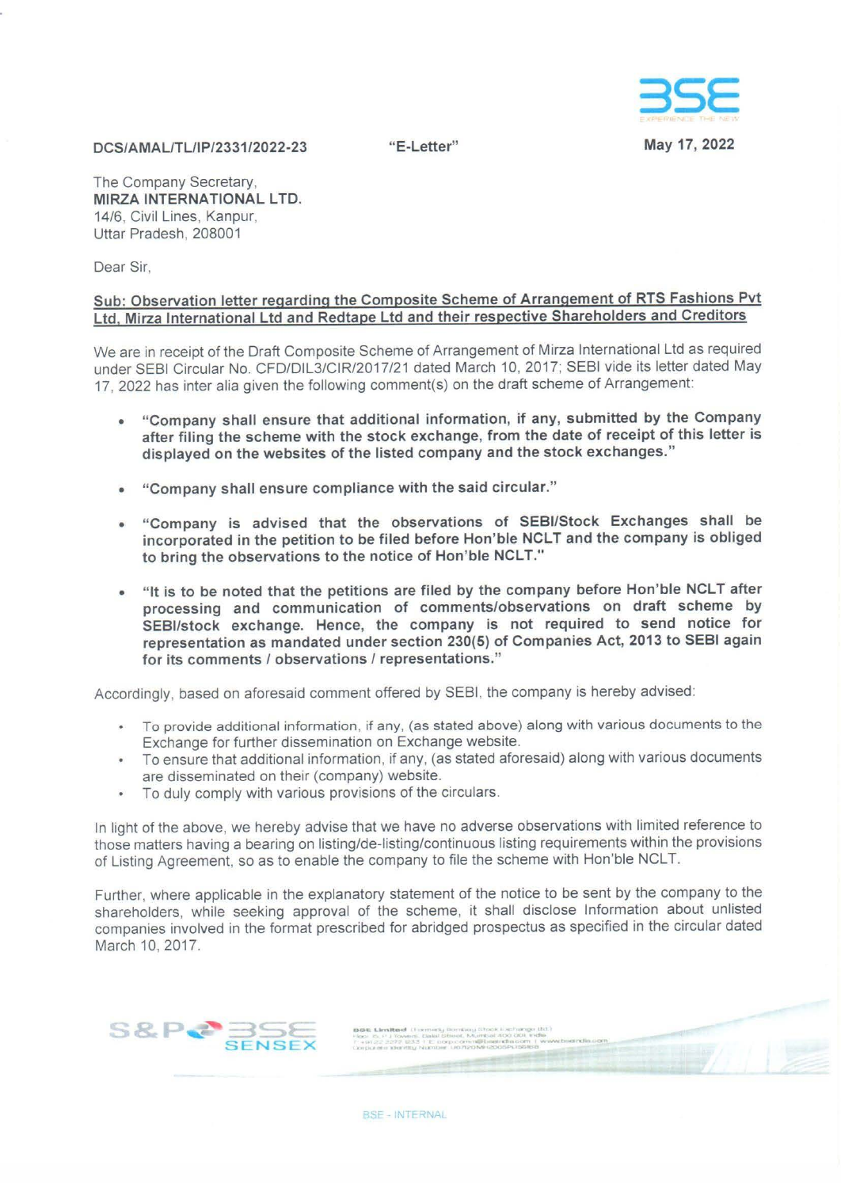DCS/AMAL/TL/IP/2331/2022-23 "E-Letter" May 17, 2022

The Company Secretary,
**MIRZA INTERNATIONAL LTD.**
14/6, Civil Lines, Kanpur,
Uttar Pradesh, 208001

Dear Sir,

**Sub: Observation letter regarding the Composite Scheme of Arrangement of RTS Fashions Pvt Ltd, Mirza International Ltd and Redtape Ltd and their respective Shareholders and Creditors**

We are in receipt of the Draft Composite Scheme of Arrangement of Mirza International Ltd as required under SEBI Circular No. CFD/DIL3/CIR/2017/21 dated March 10, 2017; SEBI vide its letter dated May 17, 2022 has inter alia given the following comment(s) on the draft scheme of Arrangement:

- **"Company shall ensure that additional information, if any, submitted by the Company after filing the scheme with the stock exchange, from the date of receipt of this letter is displayed on the websites of the listed company and the stock exchanges."**
- **"Company shall ensure compliance with the said circular."**
- **"Company is advised that the observations of SEBI/Stock Exchanges shall be incorporated in the petition to be filed before Hon'ble NCLT and the company is obliged to bring the observations to the notice of Hon'ble NCLT."**
- **"It is to be noted that the petitions are filed by the company before Hon'ble NCLT after processing and communication of comments/observations on draft scheme by SEBI/stock exchange. Hence, the company is not required to send notice for representation as mandated under section 230(5) of Companies Act, 2013 to SEBI again for its comments / observations / representations."**

Accordingly, based on aforesaid comment offered by SEBI, the company is hereby advised:

- To provide additional information, if any, (as stated above) along with various documents to the Exchange for further dissemination on Exchange website.
- To ensure that additional information, if any, (as stated aforesaid) along with various documents are disseminated on their (company) website.
- To duly comply with various provisions of the circulars.

In light of the above, we hereby advise that we have no adverse observations with limited reference to those matters having a bearing on listing/de-listing/continuous listing requirements within the provisions of Listing Agreement, so as to enable the company to file the scheme with Hon'ble NCLT.

Further, where applicable in the explanatory statement of the notice to be sent by the company to the shareholders, while seeking approval of the scheme, it shall disclose Information about unlisted companies involved in the format prescribed for abridged prospectus as specified in the circular dated March 10, 2017.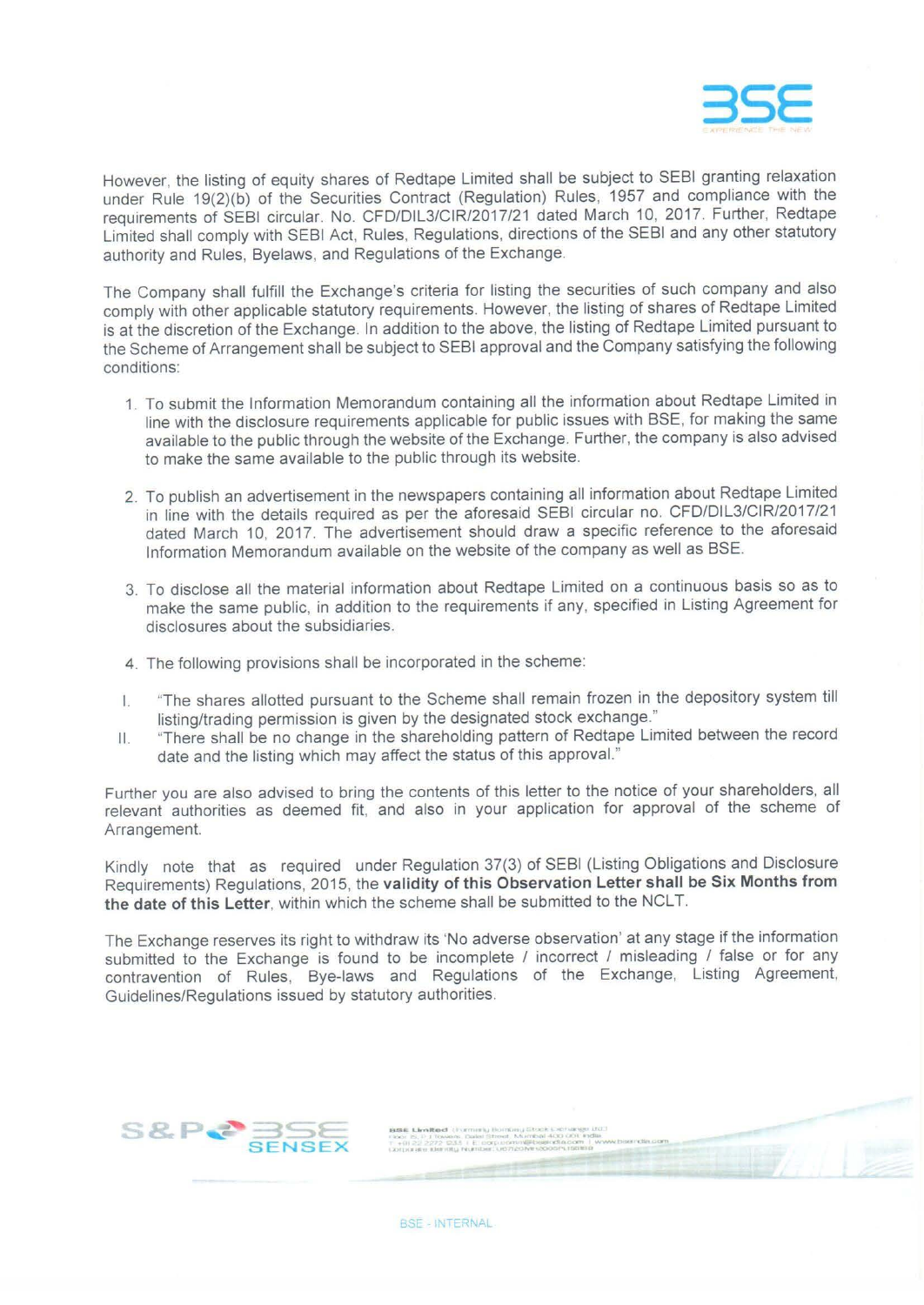However, the listing of equity shares of Redtape Limited shall be subject to SEBI granting relaxation under Rule 19(2)(b) of the Securities Contract (Regulation) Rules, 1957 and compliance with the requirements of SEBI circular. No. CFD/DIL3/CIR/2017/21 dated March 10, 2017. Further, Redtape Limited shall comply with SEBI Act, Rules, Regulations, directions of the SEBI and any other statutory authority and Rules, Byelaws, and Regulations of the Exchange.

The Company shall fulfill the Exchange's criteria for listing the securities of such company and also comply with other applicable statutory requirements. However, the listing of shares of Redtape Limited is at the discretion of the Exchange. In addition to the above, the listing of Redtape Limited pursuant to the Scheme of Arrangement shall be subject to SEBI approval and the Company satisfying the following conditions:

1. To submit the Information Memorandum containing all the information about Redtape Limited in line with the disclosure requirements applicable for public issues with BSE, for making the same available to the public through the website of the Exchange. Further, the company is also advised to make the same available to the public through its website.

2. To publish an advertisement in the newspapers containing all information about Redtape Limited in line with the details required as per the aforesaid SEBI circular no. CFD/DIL3/CIR/2017/21 dated March 10, 2017. The advertisement should draw a specific reference to the aforesaid Information Memorandum available on the website of the company as well as BSE.

3. To disclose all the material information about Redtape Limited on a continuous basis so as to make the same public, in addition to the requirements if any, specified in Listing Agreement for disclosures about the subsidiaries.

4. The following provisions shall be incorporated in the scheme:

I. "The shares allotted pursuant to the Scheme shall remain frozen in the depository system till listing/trading permission is given by the designated stock exchange."

II. "There shall be no change in the shareholding pattern of Redtape Limited between the record date and the listing which may affect the status of this approval."

Further you are also advised to bring the contents of this letter to the notice of your shareholders, all relevant authorities as deemed fit, and also in your application for approval of the scheme of Arrangement.

Kindly note that as required under Regulation 37(3) of SEBI (Listing Obligations and Disclosure Requirements) Regulations, 2015, the **validity of this Observation Letter shall be Six Months from the date of this Letter**, within which the scheme shall be submitted to the NCLT.

The Exchange reserves its right to withdraw its 'No adverse observation' at any stage if the information submitted to the Exchange is found to be incomplete / incorrect / misleading / false or for any contravention of Rules, Bye-laws and Regulations of the Exchange, Listing Agreement, Guidelines/Regulations issued by statutory authorities.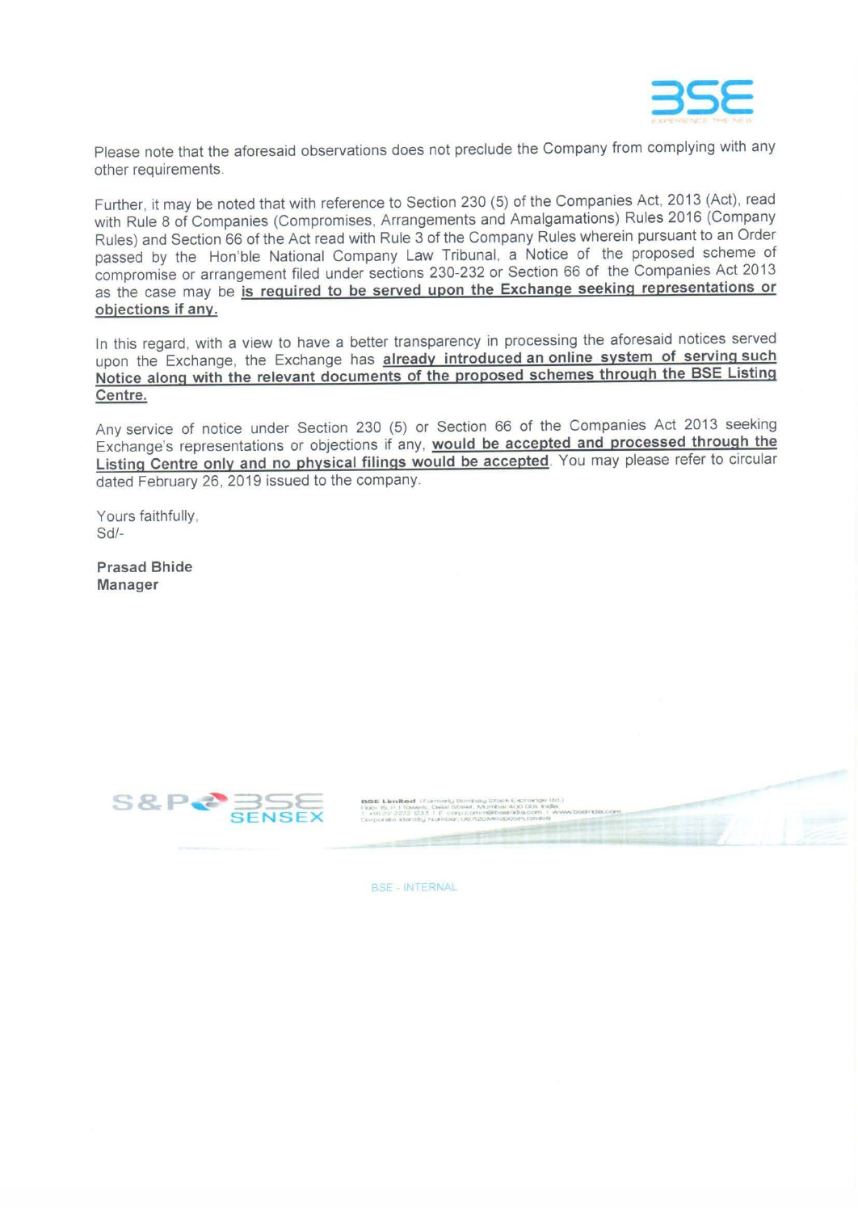Please note that the aforesaid observations does not preclude the Company from complying with any other requirements.

Further, it may be noted that with reference to Section 230 (5) of the Companies Act, 2013 (Act), read with Rule 8 of Companies (Compromises, Arrangements and Amalgamations) Rules 2016 (Company Rules) and Section 66 of the Act read with Rule 3 of the Company Rules wherein pursuant to an Order passed by the Hon'ble National Company Law Tribunal, a Notice of the proposed scheme of compromise or arrangement filed under sections 230-232 or Section 66 of the Companies Act 2013 as the case may be **is required to be served upon the Exchange seeking representations or objections if any.**

In this regard, with a view to have a better transparency in processing the aforesaid notices served upon the Exchange, the Exchange has **already introduced an online system of serving such Notice along with the relevant documents of the proposed schemes through the BSE Listing Centre.**

Any service of notice under Section 230 (5) or Section 66 of the Companies Act 2013 seeking Exchange's representations or objections if any, **would be accepted and processed through the Listing Centre only and no physical filings would be accepted**. You may please refer to circular dated February 26, 2019 issued to the company.

Yours faithfully,
Sd/-

**Prasad Bhide**
**Manager**